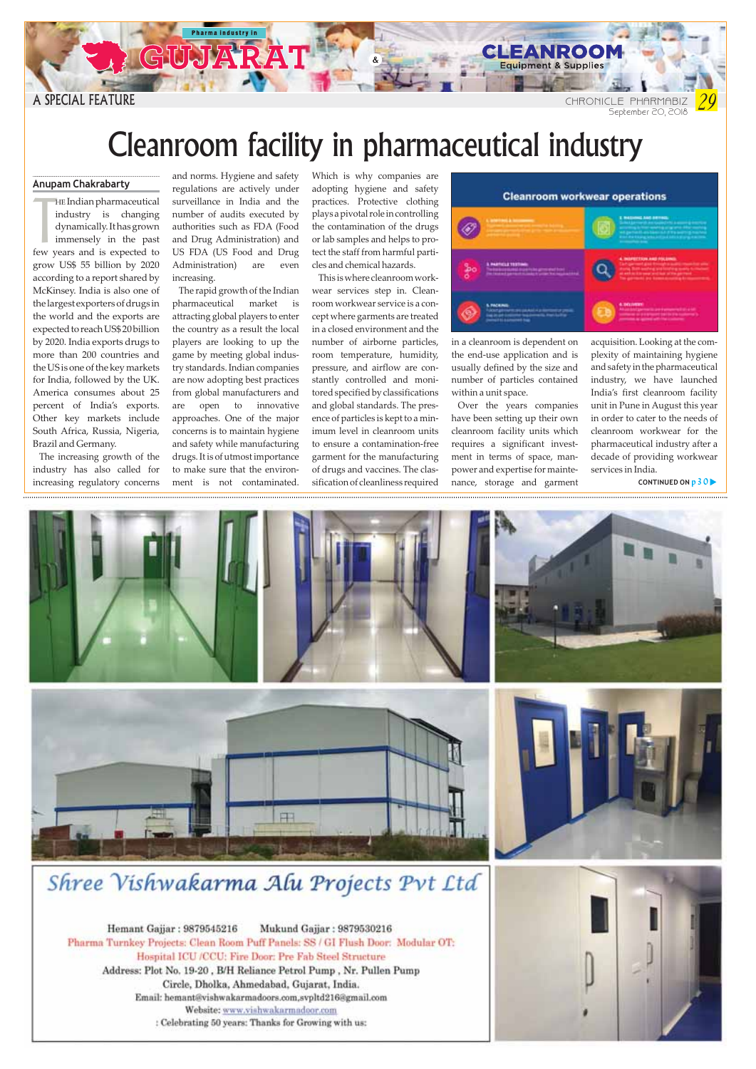A SPECIAL FEATURE

Pharma Industry in GUJARAT & CLEANROOM Equipment & Supplies

# Cleanroom facility in pharmaceutical industry

**Anupam Chakrabarty**

The Indian pharmaceutical industry is changing dynamically. It has grown immensely in the past few years and is expected to grow US$ 55 billion by 2020 according to a report shared by McKinsey. India is also one of the largest exporters of drugs in the world and the exports are expected to reach US$ 20 billion by 2020. India exports drugs to more than 200 countries and the US is one of the key markets for India, followed by the UK. America consumes about 25 percent of India's exports. Other key markets include South Africa, Russia, Nigeria, Brazil and Germany.

The increasing growth of the industry has also called for increasing regulatory concerns and norms. Hygiene and safety regulations are actively under surveillance in India and the number of audits executed by authorities such as FDA (Food and Drug Administration) and US FDA (US Food and Drug Administration) are even increasing.

The rapid growth of the Indian pharmaceutical market is attracting global players to enter the country as a result the local players are looking to up the game by meeting global industry standards. Indian companies are now adopting best practices from global manufacturers and are open to innovative approaches. One of the major concerns is to maintain hygiene and safety while manufacturing drugs. It is of utmost importance to make sure that the environment is not contaminated. Which is why companies are adopting hygiene and safety practices. Protective clothing plays a pivotal role in controlling the contamination of the drugs or lab samples and helps to protect the staff from harmful particles and chemical hazards.

This is where cleanroom workwear services step in. Cleanroom workwear service is a concept where garments are treated in a closed environment and the number of airborne particles, room temperature, humidity, pressure, and airflow are constantly controlled and monitored specified by classifications and global standards. The presence of particles is kept to a minimum level in cleanroom units to ensure a contamination-free garment for the manufacturing of drugs and vaccines. The classification of cleanliness required in a cleanroom is dependent on the end-use application and is usually defined by the size and number of particles contained within a unit space.

Over the years companies have been setting up their own cleanroom facility units which requires a significant investment in terms of space, manpower and expertise for maintenance, storage and garment acquisition. Looking at the complexity of maintaining hygiene and safety in the pharmaceutical industry, we have launched India's first cleanroom facility unit in Pune in August this year in order to cater to the needs of cleanroom workwear for the pharmaceutical industry after a decade of providing workwear services in India.

**CONTINUED ON p 30**

**Cleanroom workwear operations**

1. SORTING & SCANNING
2. WASHING AND DRYING
3. PARTICLE TESTING
4. INSPECTION AND FOLDING
5. PACKING
6. DELIVERY

---

## Shree Vishwakarma Alu Projects Pvt Ltd

Hemant Gajjar : 9879545216 Mukund Gajjar : 9879530216

Pharma Turnkey Projects: Clean Room Puff Panels: SS / GI Flush Door: Modular OT: Hospital ICU /CCU: Fire Door: Pre Fab Steel Structure

Address: Plot No. 19-20 , B/H Reliance Petrol Pump , Nr. Pullen Pump Circle, Dholka, Ahmedabad, Gujarat, India.

Email: hemant@vishwakarmadoors.com,svpltd216@gmail.com

Website: www.vishwakarmadoor.com

: Celebrating 50 years: Thanks for Growing with us: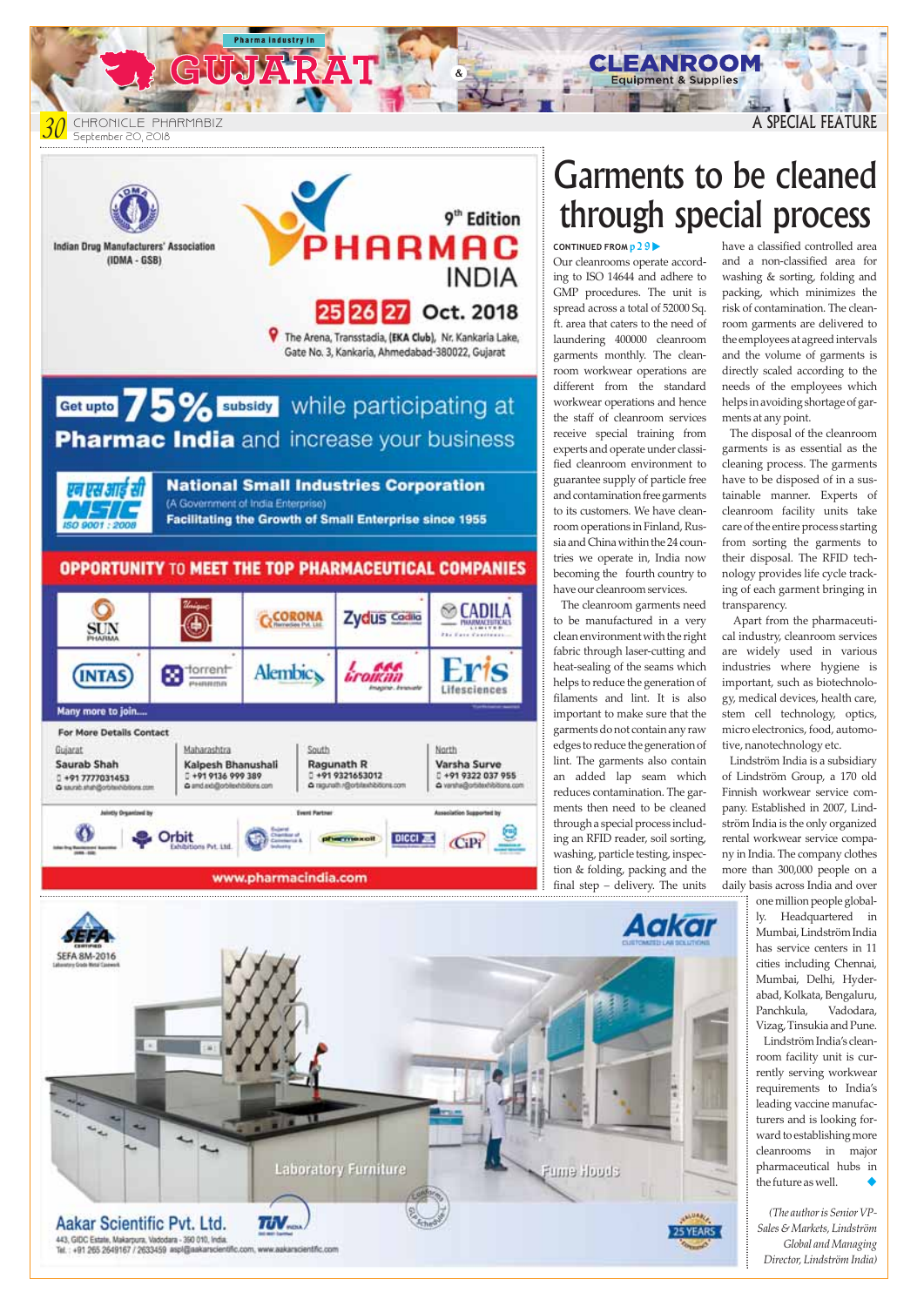# Garments to be cleaned through special process

CONTINUED FROM p 29

Our cleanrooms operate according to ISO 14644 and adhere to GMP procedures. The unit is spread across a total of 52000 Sq. ft. area that caters to the need of laundering 400000 cleanroom garments monthly. The cleanroom workwear operations are different from the standard workwear operations and hence the staff of cleanroom services receive special training from experts and operate under classified cleanroom environment to guarantee supply of particle free and contamination free garments to its customers. We have cleanroom operations in Finland, Russia and China within the 24 countries we operate in, India now becoming the fourth country to have our cleanroom services.

The cleanroom garments need to be manufactured in a very clean environment with the right fabric through laser-cutting and heat-sealing of the seams which helps to reduce the generation of filaments and lint. It is also important to make sure that the garments do not contain any raw edges to reduce the generation of lint. The garments also contain an added lap seam which reduces contamination. The garments then need to be cleaned through a special process including an RFID reader, soil sorting, washing, particle testing, inspection & folding, packing and the final step – delivery. The units have a classified controlled area and a non-classified area for washing & sorting, folding and packing, which minimizes the risk of contamination. The cleanroom garments are delivered to the employees at agreed intervals and the volume of garments is directly scaled according to the needs of the employees which helps in avoiding shortage of garments at any point.

The disposal of the cleanroom garments is as essential as the cleaning process. The garments have to be disposed of in a sustainable manner. Experts of cleanroom facility units take care of the entire process starting from sorting the garments to their disposal. The RFID technology provides life cycle tracking of each garment bringing in transparency.

Apart from the pharmaceutical industry, cleanroom services are widely used in various industries where hygiene is important, such as biotechnology, medical devices, health care, stem cell technology, optics, micro electronics, food, automotive, nanotechnology etc.

Lindström India is a subsidiary of Lindström Group, a 170 old Finnish workwear service company. Established in 2007, Lindström India is the only organized rental workwear service company in India. The company clothes more than 300,000 people on a daily basis across India and over one million people globally. Headquartered in Mumbai, Lindström India has service centers in 11 cities including Chennai, Mumbai, Delhi, Hyderabad, Kolkata, Bengaluru, Panchkula, Vadodara, Vizag, Tinsukia and Pune.

Lindström India's cleanroom facility unit is currently serving workwear requirements to India's leading vaccine manufacturers and is looking forward to establishing more cleanrooms in major pharmaceutical hubs in the future as well.

*(The author is Senior VP-Sales & Markets, Lindström Global and Managing Director, Lindström India)*